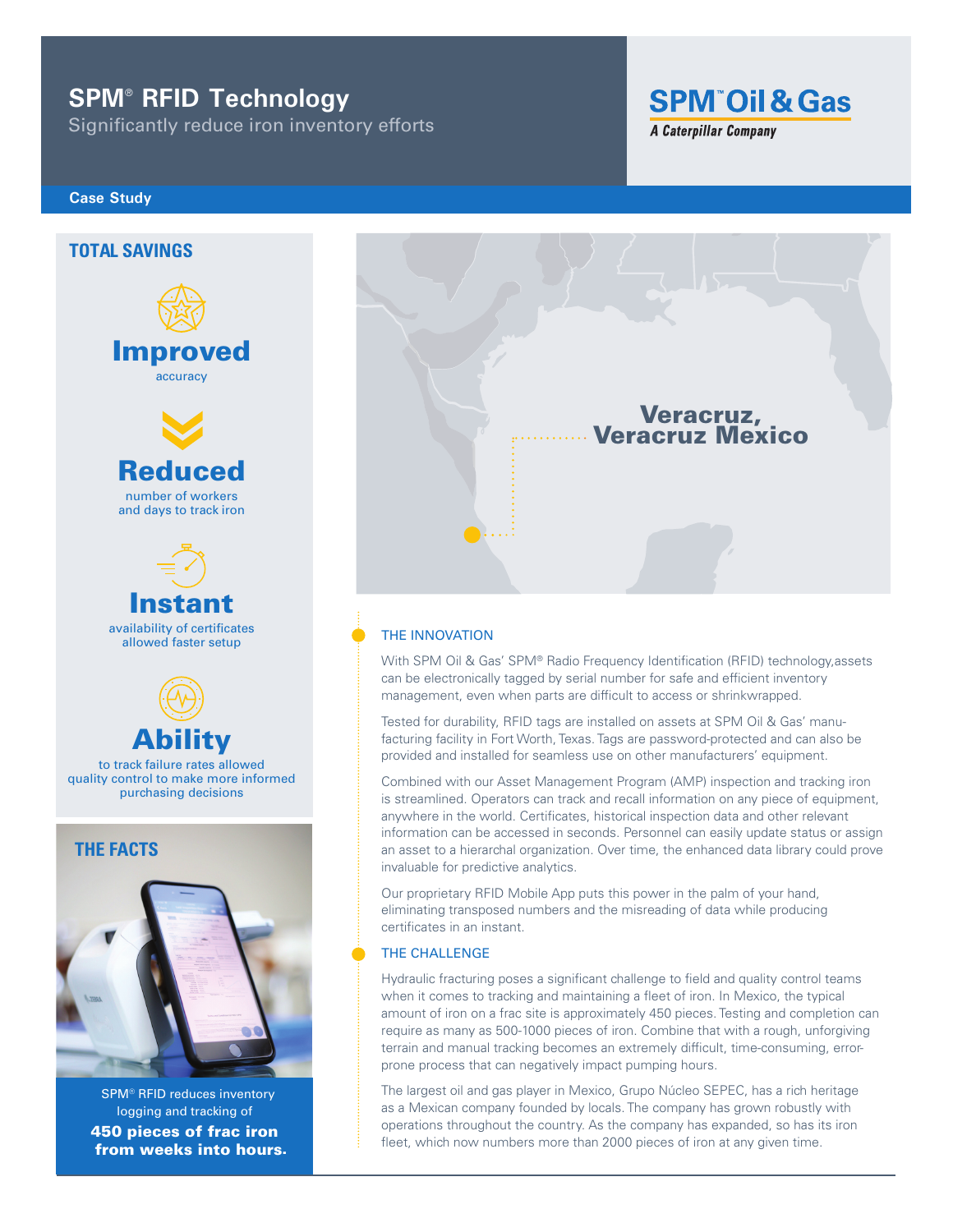# SPM® RFID Technology

Significantly reduce iron inventory efforts

SPM™ Oil & Gas
*A Caterpillar Company*

**Case Study**

## TOTAL SAVINGS

**Improved**
accuracy

**Reduced**
number of workers and days to track iron

**Instant**
availability of certificates allowed faster setup

**Ability**
to track failure rates allowed quality control to make more informed purchasing decisions

## THE FACTS

SPM® RFID reduces inventory logging and tracking of **450 pieces of frac iron from weeks into hours.**

**Veracruz, Veracruz Mexico**

### THE INNOVATION

With SPM Oil & Gas' SPM® Radio Frequency Identification (RFID) technology,assets can be electronically tagged by serial number for safe and efficient inventory management, even when parts are difficult to access or shrinkwrapped.

Tested for durability, RFID tags are installed on assets at SPM Oil & Gas' manufacturing facility in Fort Worth, Texas. Tags are password-protected and can also be provided and installed for seamless use on other manufacturers' equipment.

Combined with our Asset Management Program (AMP) inspection and tracking iron is streamlined. Operators can track and recall information on any piece of equipment, anywhere in the world. Certificates, historical inspection data and other relevant information can be accessed in seconds. Personnel can easily update status or assign an asset to a hierarchal organization. Over time, the enhanced data library could prove invaluable for predictive analytics.

Our proprietary RFID Mobile App puts this power in the palm of your hand, eliminating transposed numbers and the misreading of data while producing certificates in an instant.

### THE CHALLENGE

Hydraulic fracturing poses a significant challenge to field and quality control teams when it comes to tracking and maintaining a fleet of iron. In Mexico, the typical amount of iron on a frac site is approximately 450 pieces. Testing and completion can require as many as 500-1000 pieces of iron. Combine that with a rough, unforgiving terrain and manual tracking becomes an extremely difficult, time-consuming, error-prone process that can negatively impact pumping hours.

The largest oil and gas player in Mexico, Grupo Núcleo SEPEC, has a rich heritage as a Mexican company founded by locals. The company has grown robustly with operations throughout the country. As the company has expanded, so has its iron fleet, which now numbers more than 2000 pieces of iron at any given time.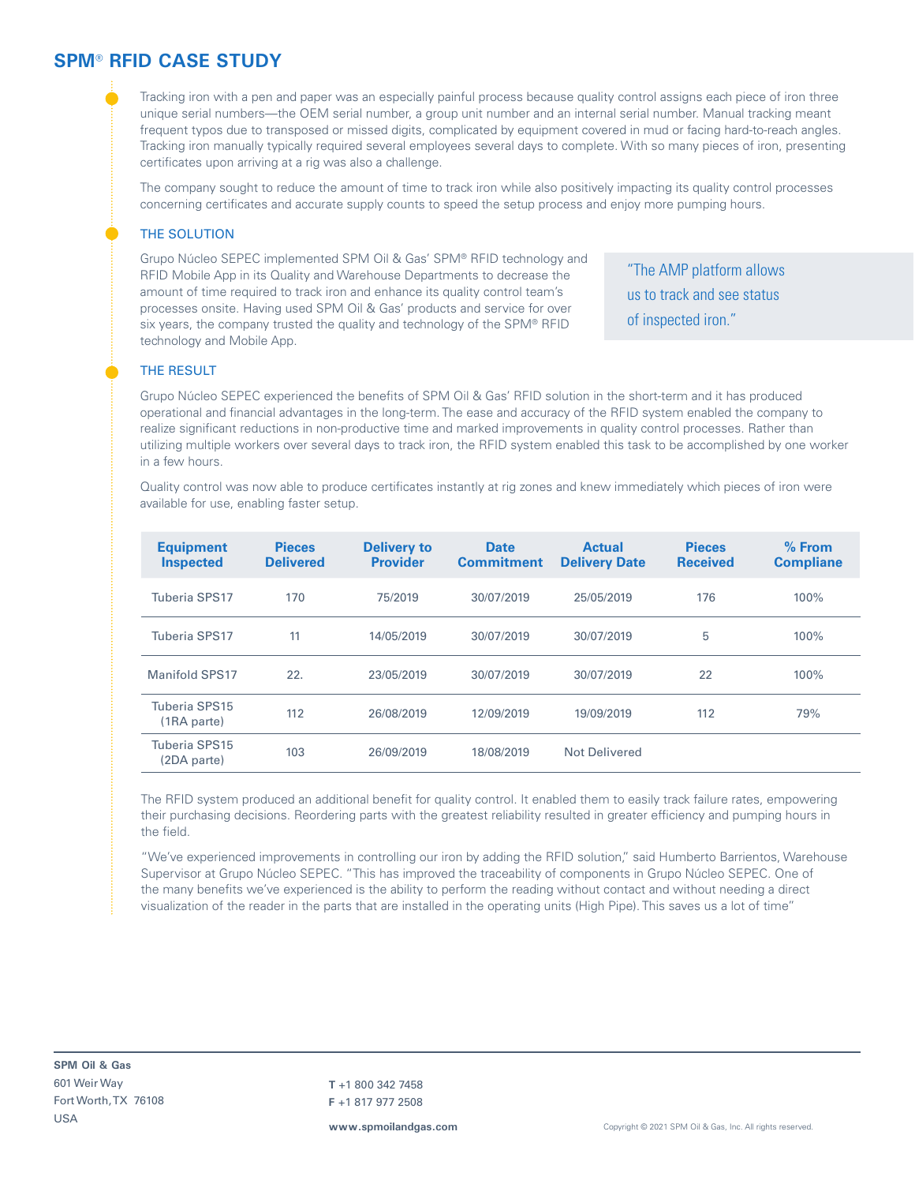## SPM® RFID CASE STUDY

Tracking iron with a pen and paper was an especially painful process because quality control assigns each piece of iron three unique serial numbers—the OEM serial number, a group unit number and an internal serial number. Manual tracking meant frequent typos due to transposed or missed digits, complicated by equipment covered in mud or facing hard-to-reach angles. Tracking iron manually typically required several employees several days to complete. With so many pieces of iron, presenting certificates upon arriving at a rig was also a challenge.

The company sought to reduce the amount of time to track iron while also positively impacting its quality control processes concerning certificates and accurate supply counts to speed the setup process and enjoy more pumping hours.

### THE SOLUTION

Grupo Núcleo SEPEC implemented SPM Oil & Gas' SPM® RFID technology and RFID Mobile App in its Quality and Warehouse Departments to decrease the amount of time required to track iron and enhance its quality control team's processes onsite. Having used SPM Oil & Gas' products and service for over six years, the company trusted the quality and technology of the SPM® RFID technology and Mobile App.

> "The AMP platform allows us to track and see status of inspected iron."

### THE RESULT

Grupo Núcleo SEPEC experienced the benefits of SPM Oil & Gas' RFID solution in the short-term and it has produced operational and financial advantages in the long-term. The ease and accuracy of the RFID system enabled the company to realize significant reductions in non-productive time and marked improvements in quality control processes. Rather than utilizing multiple workers over several days to track iron, the RFID system enabled this task to be accomplished by one worker in a few hours.

Quality control was now able to produce certificates instantly at rig zones and knew immediately which pieces of iron were available for use, enabling faster setup.

| Equipment Inspected | Pieces Delivered | Delivery to Provider | Date Commitment | Actual Delivery Date | Pieces Received | % From Compliane |
|---|---|---|---|---|---|---|
| Tuberia SPS17 | 170 | 75/2019 | 30/07/2019 | 25/05/2019 | 176 | 100% |
| Tuberia SPS17 | 11 | 14/05/2019 | 30/07/2019 | 30/07/2019 | 5 | 100% |
| Manifold SPS17 | 22. | 23/05/2019 | 30/07/2019 | 30/07/2019 | 22 | 100% |
| Tuberia SPS15 (1RA parte) | 112 | 26/08/2019 | 12/09/2019 | 19/09/2019 | 112 | 79% |
| Tuberia SPS15 (2DA parte) | 103 | 26/09/2019 | 18/08/2019 | Not Delivered | | |

The RFID system produced an additional benefit for quality control. It enabled them to easily track failure rates, empowering their purchasing decisions. Reordering parts with the greatest reliability resulted in greater efficiency and pumping hours in the field.

"We've experienced improvements in controlling our iron by adding the RFID solution," said Humberto Barrientos, Warehouse Supervisor at Grupo Núcleo SEPEC. "This has improved the traceability of components in Grupo Núcleo SEPEC. One of the many benefits we've experienced is the ability to perform the reading without contact and without needing a direct visualization of the reader in the parts that are installed in the operating units (High Pipe). This saves us a lot of time"

**SPM Oil & Gas**
601 Weir Way
Fort Worth, TX 76108
USA

**T** +1 800 342 7458
**F** +1 817 977 2508

**www.spmoilandgas.com**

Copyright © 2021 SPM Oil & Gas, Inc. All rights reserved.